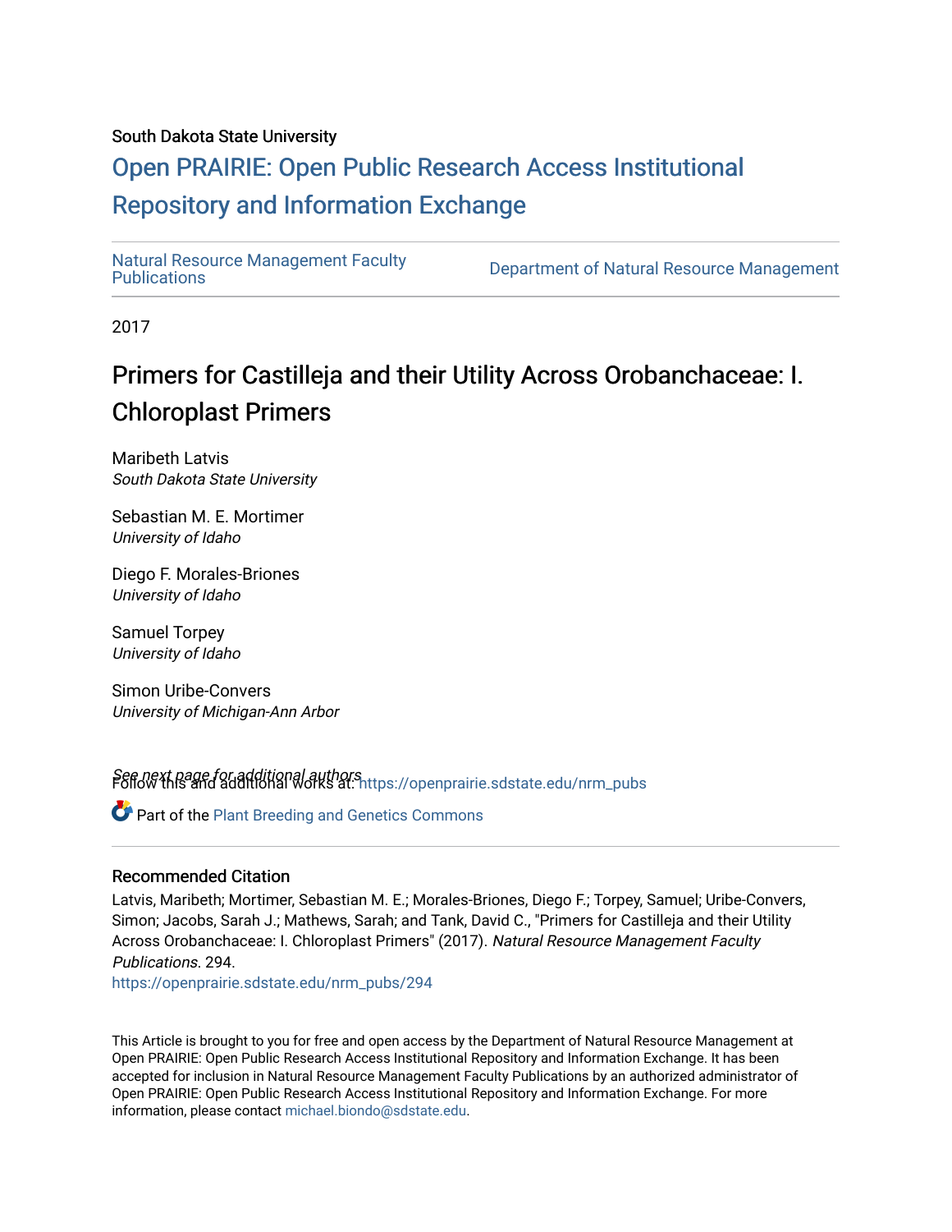South Dakota State University

# Open PRAIRIE: Open Public Research Access Institutional Repository and Information Exchange

Natural Resource Management Faculty Publications | Department of Natural Resource Management

2017

# Primers for Castilleja and their Utility Across Orobanchaceae: I. Chloroplast Primers

Maribeth Latvis
*South Dakota State University*

Sebastian M. E. Mortimer
*University of Idaho*

Diego F. Morales-Briones
*University of Idaho*

Samuel Torpey
*University of Idaho*

Simon Uribe-Convers
*University of Michigan-Ann Arbor*

*See next page for additional authors*

Follow this and additional works at: https://openprairie.sdstate.edu/nrm_pubs

Part of the Plant Breeding and Genetics Commons

## Recommended Citation

Latvis, Maribeth; Mortimer, Sebastian M. E.; Morales-Briones, Diego F.; Torpey, Samuel; Uribe-Convers, Simon; Jacobs, Sarah J.; Mathews, Sarah; and Tank, David C., "Primers for Castilleja and their Utility Across Orobanchaceae: I. Chloroplast Primers" (2017). *Natural Resource Management Faculty Publications*. 294.
https://openprairie.sdstate.edu/nrm_pubs/294

This Article is brought to you for free and open access by the Department of Natural Resource Management at Open PRAIRIE: Open Public Research Access Institutional Repository and Information Exchange. It has been accepted for inclusion in Natural Resource Management Faculty Publications by an authorized administrator of Open PRAIRIE: Open Public Research Access Institutional Repository and Information Exchange. For more information, please contact michael.biondo@sdstate.edu.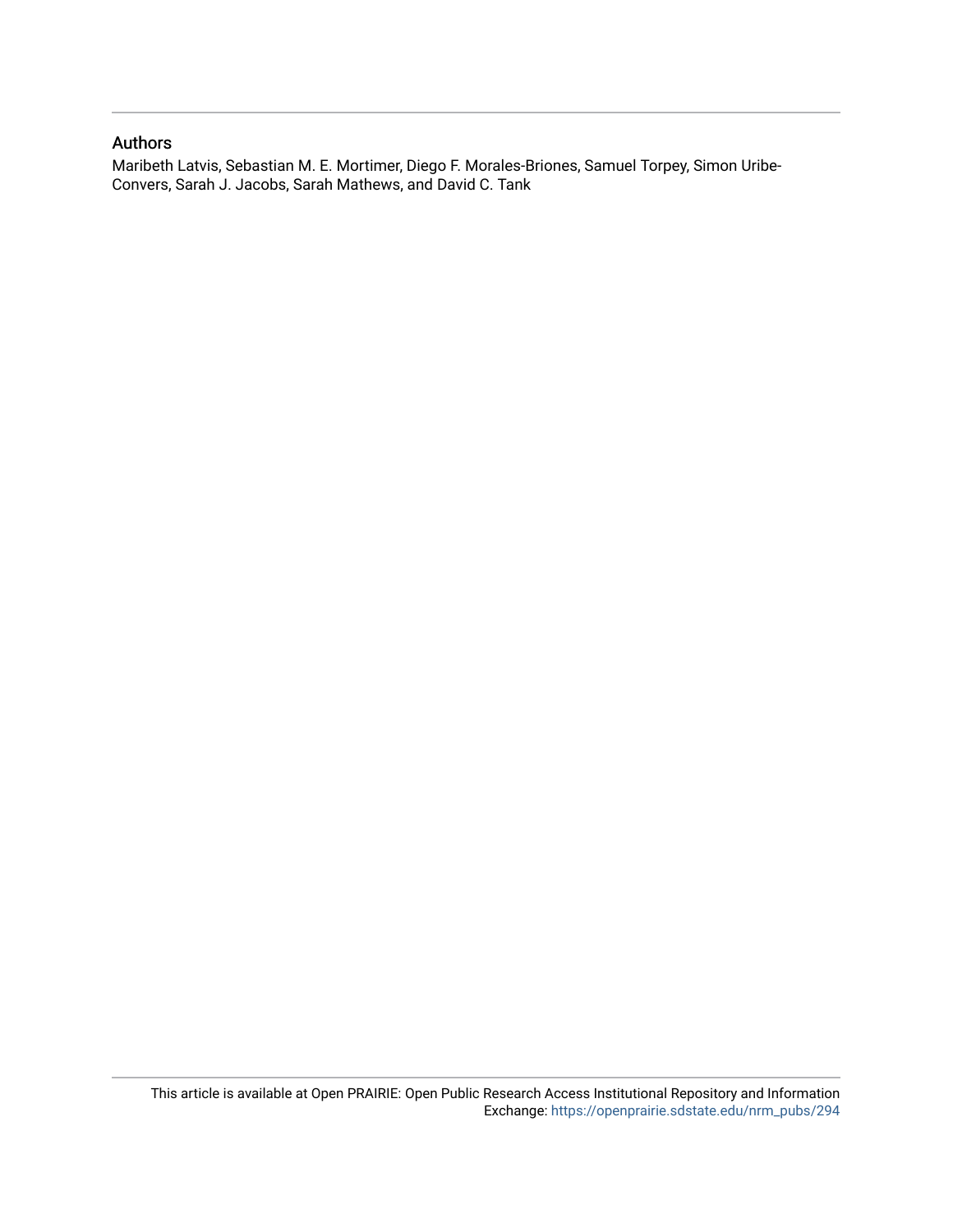## Authors

Maribeth Latvis, Sebastian M. E. Mortimer, Diego F. Morales-Briones, Samuel Torpey, Simon Uribe-Convers, Sarah J. Jacobs, Sarah Mathews, and David C. Tank

This article is available at Open PRAIRIE: Open Public Research Access Institutional Repository and Information Exchange: https://openprairie.sdstate.edu/nrm_pubs/294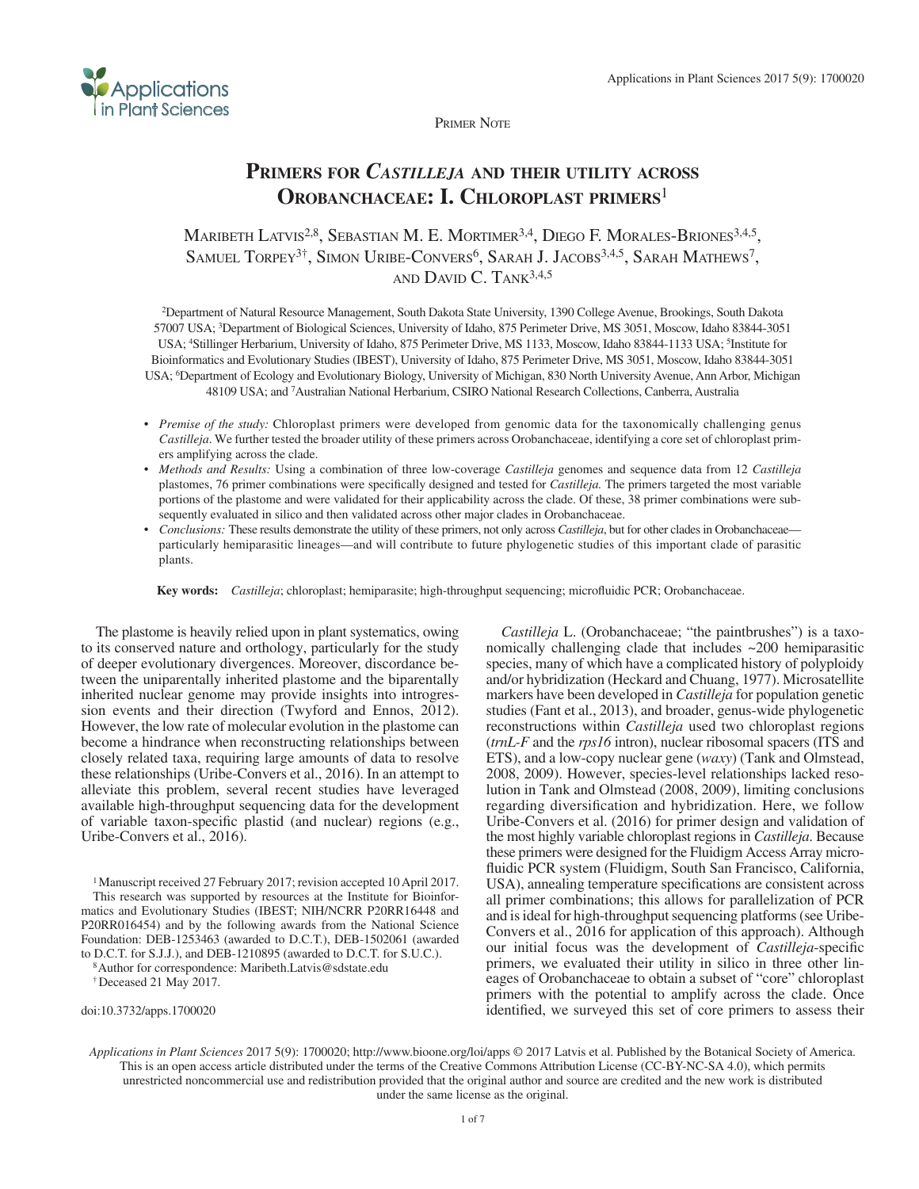Primer Note

# Primers for *Castilleja* and their utility across Orobanchaceae: I. Chloroplast primers[1]

Maribeth Latvis[2,8], Sebastian M. E. Mortimer[3,4], Diego F. Morales-Briones[3,4,5], Samuel Torpey[3†], Simon Uribe-Convers[6], Sarah J. Jacobs[3,4,5], Sarah Mathews[7], and David C. Tank[3,4,5]

[2]Department of Natural Resource Management, South Dakota State University, 1390 College Avenue, Brookings, South Dakota 57007 USA; [3]Department of Biological Sciences, University of Idaho, 875 Perimeter Drive, MS 3051, Moscow, Idaho 83844-3051 USA; [4]Stillinger Herbarium, University of Idaho, 875 Perimeter Drive, MS 1133, Moscow, Idaho 83844-1133 USA; [5]Institute for Bioinformatics and Evolutionary Studies (IBEST), University of Idaho, 875 Perimeter Drive, MS 3051, Moscow, Idaho 83844-3051 USA; [6]Department of Ecology and Evolutionary Biology, University of Michigan, 830 North University Avenue, Ann Arbor, Michigan 48109 USA; and [7]Australian National Herbarium, CSIRO National Research Collections, Canberra, Australia

- *Premise of the study:* Chloroplast primers were developed from genomic data for the taxonomically challenging genus *Castilleja*. We further tested the broader utility of these primers across Orobanchaceae, identifying a core set of chloroplast primers amplifying across the clade.
- *Methods and Results:* Using a combination of three low-coverage *Castilleja* genomes and sequence data from 12 *Castilleja* plastomes, 76 primer combinations were specifically designed and tested for *Castilleja*. The primers targeted the most variable portions of the plastome and were validated for their applicability across the clade. Of these, 38 primer combinations were subsequently evaluated in silico and then validated across other major clades in Orobanchaceae.
- *Conclusions:* These results demonstrate the utility of these primers, not only across *Castilleja*, but for other clades in Orobanchaceae—particularly hemiparasitic lineages—and will contribute to future phylogenetic studies of this important clade of parasitic plants.

**Key words:** *Castilleja*; chloroplast; hemiparasite; high-throughput sequencing; microfluidic PCR; Orobanchaceae.

The plastome is heavily relied upon in plant systematics, owing to its conserved nature and orthology, particularly for the study of deeper evolutionary divergences. Moreover, discordance between the uniparentally inherited plastome and the biparentally inherited nuclear genome may provide insights into introgression events and their direction (Twyford and Ennos, 2012). However, the low rate of molecular evolution in the plastome can become a hindrance when reconstructing relationships between closely related taxa, requiring large amounts of data to resolve these relationships (Uribe-Convers et al., 2016). In an attempt to alleviate this problem, several recent studies have leveraged available high-throughput sequencing data for the development of variable taxon-specific plastid (and nuclear) regions (e.g., Uribe-Convers et al., 2016).

*Castilleja* L. (Orobanchaceae; "the paintbrushes") is a taxonomically challenging clade that includes ~200 hemiparasitic species, many of which have a complicated history of polyploidy and/or hybridization (Heckard and Chuang, 1977). Microsatellite markers have been developed in *Castilleja* for population genetic studies (Fant et al., 2013), and broader, genus-wide phylogenetic reconstructions within *Castilleja* used two chloroplast regions (*trnL-F* and the *rps16* intron), nuclear ribosomal spacers (ITS and ETS), and a low-copy nuclear gene (*waxy*) (Tank and Olmstead, 2008, 2009). However, species-level relationships lacked resolution in Tank and Olmstead (2008, 2009), limiting conclusions regarding diversification and hybridization. Here, we follow Uribe-Convers et al. (2016) for primer design and validation of the most highly variable chloroplast regions in *Castilleja*. Because these primers were designed for the Fluidigm Access Array microfluidic PCR system (Fluidigm, South San Francisco, California, USA), annealing temperature specifications are consistent across all primer combinations; this allows for parallelization of PCR and is ideal for high-throughput sequencing platforms (see Uribe-Convers et al., 2016 for application of this approach). Although our initial focus was the development of *Castilleja*-specific primers, we evaluated their utility in silico in three other lineages of Orobanchaceae to obtain a subset of "core" chloroplast primers with the potential to amplify across the clade. Once identified, we surveyed this set of core primers to assess their

[1]Manuscript received 27 February 2017; revision accepted 10 April 2017.

This research was supported by resources at the Institute for Bioinformatics and Evolutionary Studies (IBEST; NIH/NCRR P20RR16448 and P20RR016454) and by the following awards from the National Science Foundation: DEB-1253463 (awarded to D.C.T.), DEB-1502061 (awarded to D.C.T. for S.J.J.), and DEB-1210895 (awarded to D.C.T. for S.U.C.).

[8]Author for correspondence: Maribeth.Latvis@sdstate.edu

[†]Deceased 21 May 2017.

doi:10.3732/apps.1700020

*Applications in Plant Sciences* 2017 5(9): 1700020; http://www.bioone.org/loi/apps © 2017 Latvis et al. Published by the Botanical Society of America. This is an open access article distributed under the terms of the Creative Commons Attribution License (CC-BY-NC-SA 4.0), which permits unrestricted noncommercial use and redistribution provided that the original author and source are credited and the new work is distributed under the same license as the original.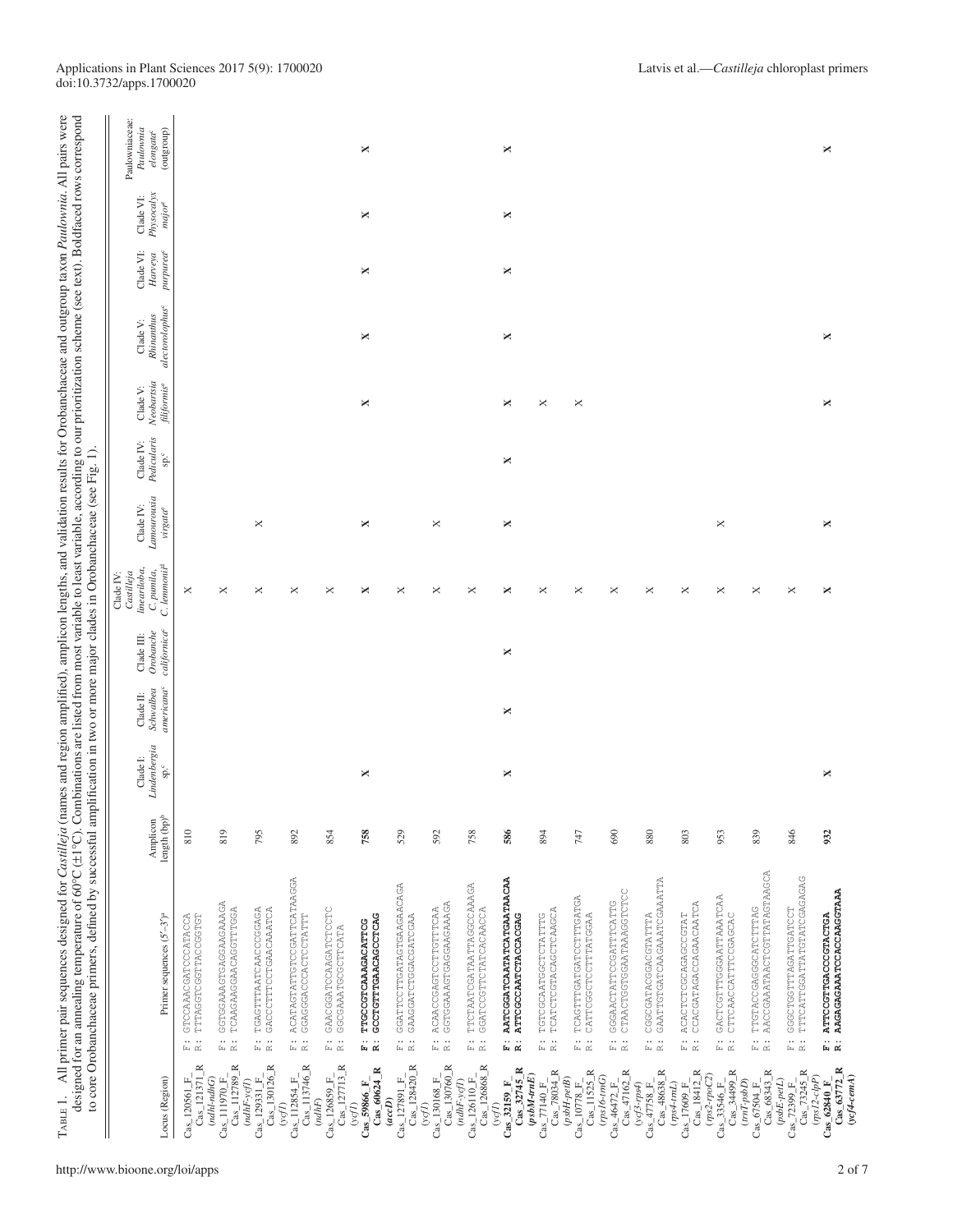Table 1. All primer pair sequences designed for *Castilleja* (names and region amplified), amplicon lengths, and validation results for Orobanchaceae and outgroup taxon *Paulownia*. All pairs were designed for an annealing temperature of 60°C (±1°C). Combinations are listed from most variable to least variable, according to our prioritization scheme (see text). Boldfaced rows correspond to core Orobanchaceae primers, defined by successful amplification in two or more major clades in Orobanchaceae (see Fig. 1).

| Locus (Region) | Primer sequences (5′–3′)[a] | Amplicon length (bp)[b] | Clade I: *Lindenbergia* sp.[c] | Clade II: *Schwalbea americana*[c] | Clade III: *Orobanche californica*[c] | Clade IV: *Castilleja linearifolia*, *C. pumila*, *C. lemmonii*[d] | Clade IV: *Lamourouxia virgata*[c] | Clade IV: *Pedicularis* sp.[c] | Clade V: *Neobartsia filiformis*[c] | Clade V: *Rhinanthus alectorolophus*[c] | Clade VI: *Harveya purpurea*[c] | Clade VI: *Physocalyx major*[c] | Paulowniaceae: *Paulownia elongata*[c] (outgroup) |
|---|---|---|---|---|---|---|---|---|---|---|---|---|---|
| Cas_120561_F_ Cas_121371_R (*ndhI-ndhG*) | F: GTCCAAACGATCCCATACCA R: TTTAGGTCGGTTACCGGTGT | 810 | | | | X | | | | | | | |
| Cas_111970_F_ Cas_112789_R (*ndhF-ycf1*) | F: GGTGGAAAGTGAGGAAGAAAGA R: TCAAGAAGGAACAGGTTTGGA | 819 | | | | X | | | | | | | |
| Cas_129331_F_ Cas_130126_R (*ycf1*) | F: TGAGTTTAATCAACCCGGAGA R: GACCCTTTTCCTGAACAAATCA | 795 | | | | X | X | | | | | | |
| Cas_112854_F_ Cas_113746_R (*ndhF*) | F: ACATAGTATTGTCCGATTCATAAGGA R: GGAGGGACCCACTCCTATTT | 892 | | | | X | | | | | | | |
| Cas_126859_F_ Cas_127713_R (*ycf1*) | F: GAACGGATCCAAGATCTCCTC R: GGCGAAATGCGCTTCATA | 854 | | | | X | | | | | | | |
| **Cas_59866_F_ Cas_60624_R (*accD*)** | **F: TTGCCGTCAAAGACATTCG R: GCCTGTTTGAACAGCCTCAG** | **758** | **X** | | | **X** | **X** | | **X** | **X** | **X** | **X** | **X** |
| Cas_127891_F_ Cas_128420_R (*ycf1*) | F: GGATTCCTTGATAGTGAAGAACAGA R: GAAGGATCTGGACGATCGAA | 529 | | | | X | | | | | | | |
| Cas_130168_F_ Cas_130760_R (*ndhF-ycf1*) | F: ACAACCGAGTCCTTGTTTCAA R: GGTGGAAAGTGAGGAAGAAAGA | 592 | | | | X | X | | | | | | |
| Cas_126110_F_ Cas_126868_R (*ycf1*) | F: TTCTAATCGATAATTATAGGCCAAAGA R: GGATCCGTTCTATCACAACCA | 758 | | | | X | | | | | | | |
| **Cas_32159_F_ Cas_32745_R (*psbM-trnE*)** | **F: AATCGGATCAATATCATGAATACAA R: ATTCGCCAATCATCTACCAG** | **586** | **X** | **X** | **X** | **X** | **X** | **X** | **X** | **X** | **X** | **X** | **X** |
| Cas_77140_F_ Cas_78034_R (*psbH-petB*) | F: TGTCGCAATGGCTCTATTTG R: TCATCTCGTACAGCTCAAGCA | 894 | | | | X | | | X | | | | |
| Cas_10778_F_ Cas_11525_R (*rps16-trnG*) | F: TCAGTTTGATGATCCTTTGATGA R: CATTCGGCTCCTTTATGGAA | 747 | | | | X | | | X | | | | |
| Cas_46472_F_ Cas_47162_R (*ycf3-rps4*) | F: GGGAACTATTCCGATTTCATTG R: CTAACTGGTGGAATAAAGGTCTCC | 690 | | | | X | | | | | | | |
| Cas_47758_F_ Cas_48638_R (*rps4-trnL*) | F: CGGCGATACGGACGTATTTA R: GAATTGTGATCAAGAAATCGAAATTA | 880 | | | | X | | | | | | | |
| Cas_17609_F_ Cas_18412_R (*rps2-rpoC2*) | F: ACACTCTCGCAGAGCCGTAT R: CCACGATAGACCAGAACAATCA | 803 | | | | X | | | | | | | |
| Cas_33546_F_ Cas_34499_R (*trnT-psbD*) | F: GACTCGTTTGGGAATTAAATCAA R: CTTCAACCATTTCCGAGCAC | 953 | | | | X | X | | | | | | |
| Cas_67504_F_ Cas_68343_R (*psbE-petL*) | F: TTGTACCGAGGCATCTTTAG R: AACCGAAATAACTCGTTATAGTAAGCA | 839 | | | | X | | | | | | | |
| Cas_72399_F_ Cas_73245_R (*rps12-clpP*) | F: GGGCTGGTTTAGATTGATCCT R: TTTCATTGGATTATGTATCGAGAGAG | 846 | | | | X | | | | | | | |
| **Cas_62840_F_ Cas_63772_R (*ycf4-cemA*)** | **F: ATTCCGTTGACCCGTACTGA R: AAGAGAGAATCCACCAAGGTAAA** | **932** | **X** | | | **X** | **X** | | **X** | **X** | | | **X** |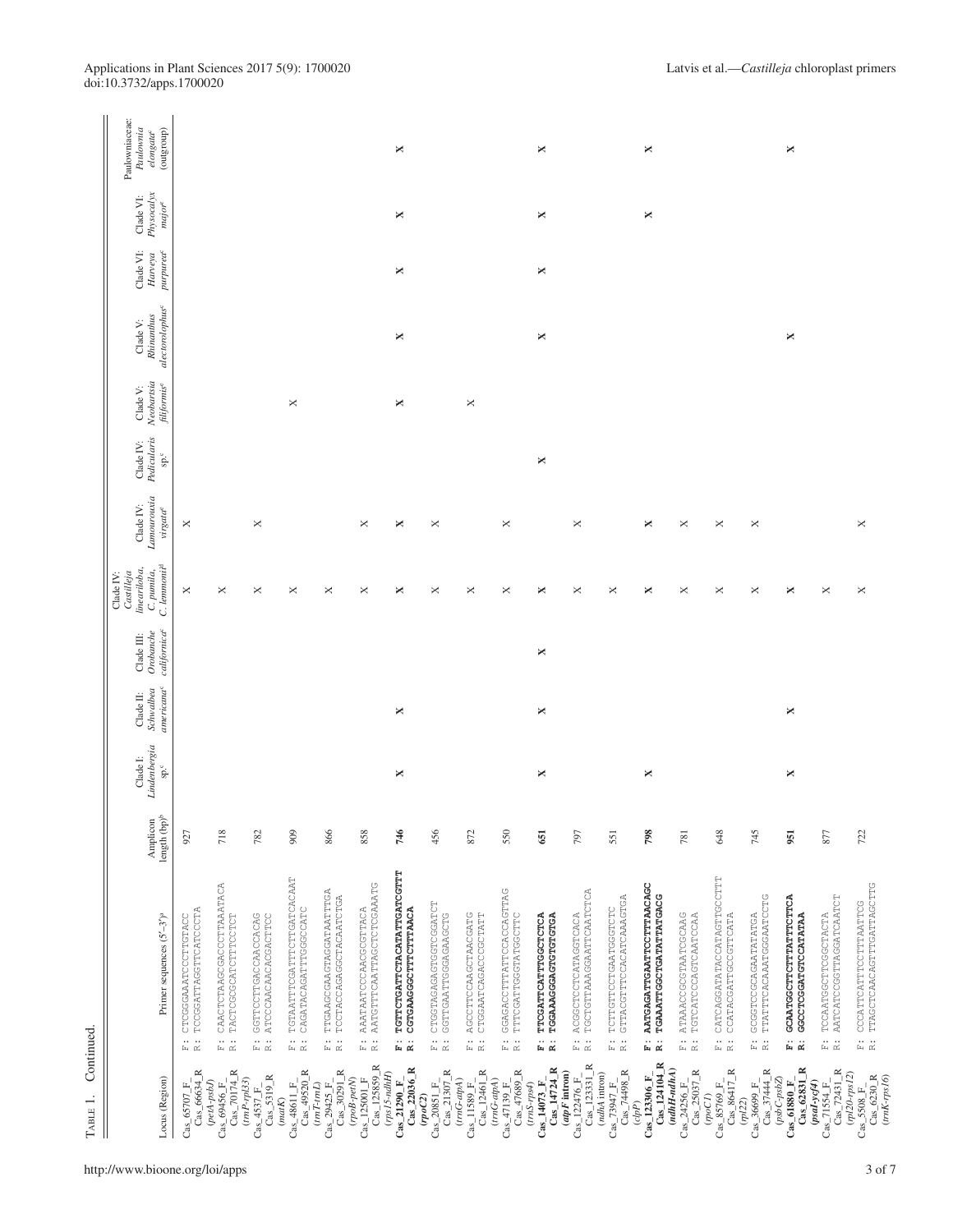TABLE 1. Continued.

| Locus (Region) | Primer sequences (5′–3′) | Amplicon length (bp) | Clade I: *Lindenbergia* sp. | Clade II: *Schwalbea americana* | Clade III: *Orobanche californica* | Clade IV: *Castilleja linariifolia, C. pumila, C. lemmonii* | Clade IV: *Lamourouxia virgata* | Clade IV: *Pedicularis* sp. | Clade V: *Neobartsia filiformis* | Clade V: *Rhinanthus alectorolophus* | Clade VI: *Harveya purpurea* | Clade VI: *Physocalyx major* | Paulowniaceae: *Paulownia elongata* (outgroup) |
|---|---|---|---|---|---|---|---|---|---|---|---|---|---|
| Cas_65707_F<br>Cas_66634_R<br>(*petA-psbJ*) | F: CTCGGGAAATCCCTTGTACC<br>R: TCCGGATTAGGTTCATCCCTA | 927 | | | | X | X | | | | | | |
| Cas_69456_F<br>Cas_70174_R<br>(*trnP-rpl33*) | F: CAACTCTAAGCGACCCTAAATACA<br>R: TACTCGCGCATCTTTCCTCT | 718 | | | | X | | | | | | | |
| Cas_4537_F<br>Cas_5319_R<br>(*matK*) | F: GGTTCCTTGACCAACCACAG<br>R: ATCCCAACAACACGACTTCC | 782 | | | | X | X | | | | | | |
| Cas_48611_F<br>Cas_49520_R<br>(*trnT-trnL*) | F: TGTAATTTCGATTTCTTGATCACAAT<br>R: CAGATACAGATTTGGCCATC | 909 | | | | X | | | X | | | | |
| Cas_29425_F<br>Cas_30291_R<br>(*rpoB-petN*) | F: TTGAAGCGAAGTAGGATAATTTGA<br>R: TCCTACCAGAGGCTACAATCTGA | 866 | | | | X | | | | | | | |
| Cas_125001_F<br>Cas_125859_R<br>(*rps15-ndhH*) | F: AAATAATCCCAACGCGTTACA<br>R: AATGTTTCAATTAGCTCTCGAAATG | 858 | | | | X | X | | | | | | |
| **Cas_21290_F**<br>**Cas_22036_R**<br>**(*rpoC2*)** | **F: TGTTCTGATTCTACATATTGATCGTTT**<br>**R: CGTGAAGGCTTTCTTTAACA** | **746** | X | X | | X | X | | X | X | X | X | X |
| Cas_20851_F<br>Cas_21307_R<br>(*trnG-atpA*) | F: CTGGTAGAGAGTGGTCGGATCT<br>R: GGTTGAATTGGGAGAAGCTG | 456 | | | | X | | | | | | | |
| Cas_11589_F<br>Cas_12461_R<br>(*trnG-atpA*) | F: AGCCTTCCAAGCTAACGATG<br>R: CTGGAATCAGACCCGCTATT | 872 | | | | X | | | X | | | | |
| Cas_47139_F<br>Cas_47689_R<br>(*trnS-rps4*) | F: GGAGACCTTTATTCCACCAGTTAG<br>R: TTTCGATTGGGTATGGCTTC | 550 | | | | X | X | | | | | | |
| **Cas_14073_F**<br>**Cas_14724_R**<br>**(*atpF* intron)** | **F: TTCGATTCATTTGGCTCTCA**<br>**R: TGGAAAGGAGTGTGTGTGA** | **651** | X | X | X | X | | X | | X | X | X | X |
| Cas_122476_F<br>Cas_123331_R<br>(*ndhA* intron) | F: ACGGCTCCTCATAGGTCACA<br>R: TGCTGTTAAAGAATTCAATCTCA | 797 | | | | X | X | | | | | | |
| Cas_73947_F<br>Cas_74498_R<br>(*clpP*) | F: TCTTGTTCCTGAATGGGTCTC<br>R: GTTACGTTTCCACATCAAAGTGA | 551 | | | | X | | | | | | | |
| **Cas_123306_F**<br>**Cas_124104_R**<br>**(*ndhH-ndhA*)** | **F: AATGAGATTGAATTCCTTTAACAGC**<br>**R: TGAAATTGGCTGATATTATGACG** | **798** | X | | | X | X | | | | | X | X |
| Cas_24256_F<br>Cas_25037_R<br>(*rpoC1*) | F: ATAAACCGCGTAATCGCAAG<br>R: TGTCATCCCAGTCAATCCAA | 781 | | | | X | X | | | | | | |
| Cas_85769_F<br>Cas_86417_R<br>(*rpl22*) | F: CATCAGGATATACCATAGTTGCCTTT<br>R: CCATACGATTGCCGTTCATA | 648 | | | | X | X | | | | | | |
| Cas_36699_F<br>Cas_37444_R<br>(*psbC-psbZ*) | F: GCGGTCCGCAGAATATATGA<br>R: TTATTTCACAAATGGAATCCTG | 745 | | | | X | X | | | | | | |
| **Cas_61880_F**<br>**Cas_62831_R**<br>**(*psaI-ycf4*)** | **F: GCAATGGCTTCTTTATTTCTTCA**<br>**R: GGCCTCGGATGTCCATATAA** | **951** | X | X | | X | | | | X | | | X |
| Cas_71554_F<br>Cas_72431_R<br>(*rpl20-rps12*) | F: TCCAATGGCTTCGGCTACTA<br>R: AATCATCCGGTTAGGATCAATCT | 877 | | | | X | | | | | | | |
| Cas_5508_F<br>Cas_6230_R<br>(*trnK-rps16*) | F: CCCATTCATTTCCTTTAATTCG<br>R: TTAGCTCAACAGTTGTTGATTAGCTTG | 722 | | | | X | X | | | | | | |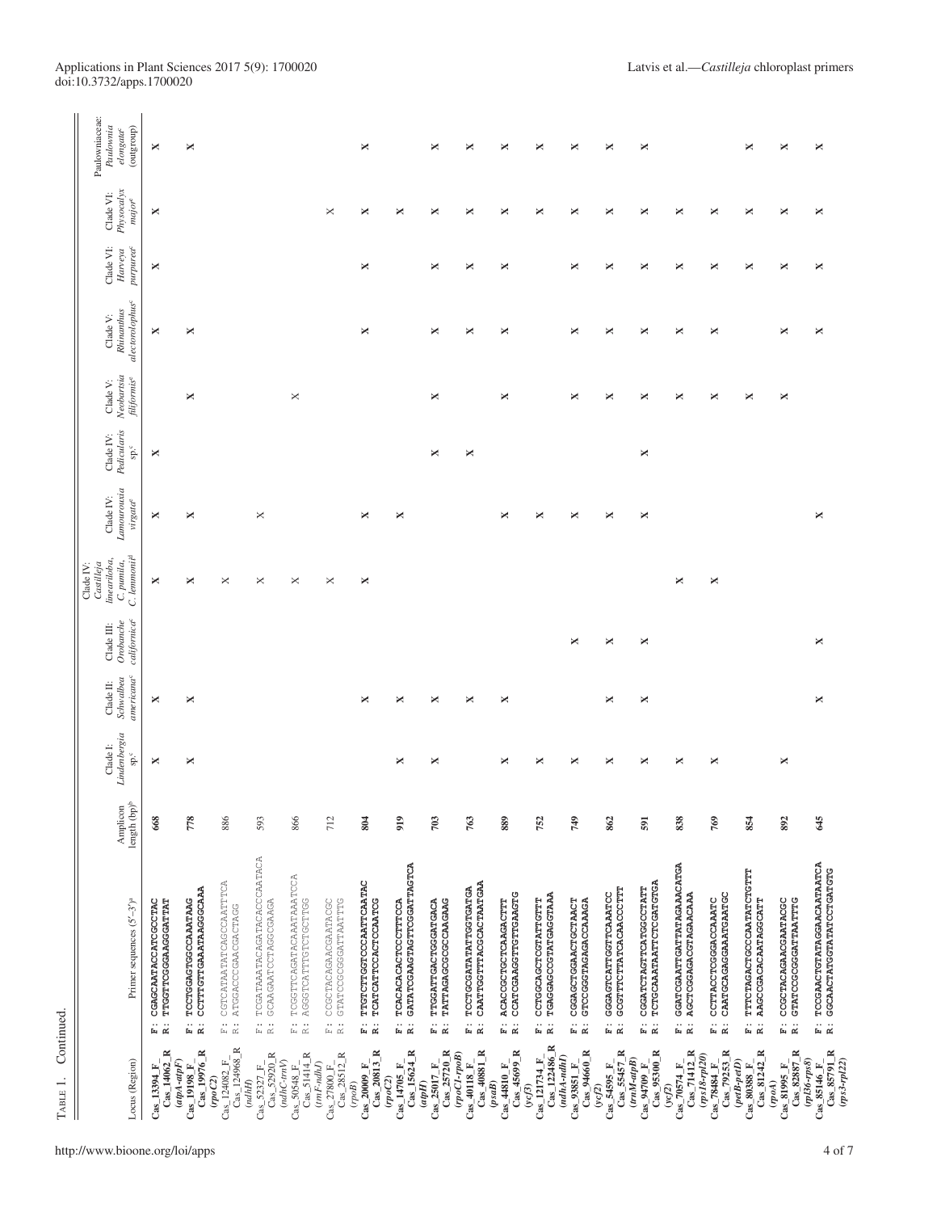TABLE 1. Continued.

| Locus (Region) | Primer sequences (5′–3′)[a] | Amplicon length (bp)[b] | Clade I: *Lindenbergia* sp.[c] | Clade II: *Schwalbea americana*[c] | Clade III: *Orobanche californica*[c] | Clade IV: *Castilleja linearilоba*, *C. pumila*, *C. lemmonii*[d] | Clade IV: *Lamourouxia virgata*[c] | Clade IV: *Pedicularis* sp.[c] | Clade V: *Neobartsia filiformis*[c] | Clade V: *Rhinanthus alectorolophus*[c] | Clade VI: *Harveya purpurea*[c] | Clade VI: *Physocalyx major*[c] | Paulowniaceae: *Paulownia elongata*[c] (outgroup) |
|---|---|---|---|---|---|---|---|---|---|---|---|---|---|
| Cas_13394_F Cas_14062_R (*atpA-atpF*) | F: CGAGCAATACCATCGCCTAC R: TTGGTTCGGGAAGGGATTAT | 668 | X | X | | X | X | X | | X | X | X | X |
| Cas_19198_F Cas_19976_R (*rpoC2*) | F: TCCTGGAGTGGCCAAATAAG R: CCTTTGTTGAAATAAGGCAAA | 778 | X | X | | X | X | | X | X | | | X |
| Cas_124082_F Cas_124968_R (*ndhH*) | F: CGTCATAATATCAGCCAATTTCA R: ATGGACCGAACGACTAGG | 886 | | | | X | | | | | | | |
| Cas_52327_F Cas_52920_R (*ndhC-trnV*) | F: TCGATAAATACAGATACACCCAATACA R: GCAAGAATCCTAGGCGAAGA | 593 | | | | X | X | | | | | | |
| Cas_50548_F Cas_51414_R (*trnF-ndhJ*) | F: TCGGTTCAGATACAAATAAATCCA R: AGGTCATTTGTCTGCTTGG | 866 | | | | X | | | X | | | | |
| Cas_27800_F Cas_28512_R (*rpoB*) | F: CCGCTACAGAACGAATACGC R: GTATCCGCGGATTAATTTG | 712 | | | | X | | | | | | X | |
| Cas_20009_F Cas_20813_R (*rpoC2*) | F: TTGTCTTGGTCCCAATTCAATAC R: TCATCATTCCACTCCAATCG | 804 | | X | | X | X | | | X | X | X | X |
| Cas_14705_F Cas_15624_R (*atpH*) | F: TCACACACTCCCTTTCCA R: GATATCGAAGTAGTTCGGATTAGTCA | 919 | X | X | | | X | | | | | X | |
| Cas_25017_F Cas_25720_R (*rpoC1-rpoB*) | F: TTGGATTGACTGGGATGACA R: TATTAGAGCGCCAAGAAG | 703 | X | X | | | | X | X | X | X | X | X |
| Cas_40118_F Cas_40881_R (*psaB*) | F: TCCTGCGATATATTGGTGATGA R: CAATTGGTTTACGCACTAATGAA | 763 | | X | | | | X | | X | X | X | X |
| Cas_44810_F Cas_45699_R (*ycf3*) | F: ACACCGCTGCTCAAGACTTT R: CCATCAAGGTTGTTGAAGTG | 889 | X | X | | | X | | X | X | X | X | X |
| Cas_121734_F Cas_122486_R (*ndhA-ndhI*) | F: CCTGGCAGCTCGTATTGTTT R: TGAGGAGCCGTATGAGGTAAA | 752 | X | | | | X | | | | | X | X |
| Cas_93851_F Cas_94660_R (*ycf2*) | F: CGGAGCTGGAACTGCTAACT R: GTCCGGGTAGAGACCAAAGA | 749 | X | | X | | X | | X | X | X | X | X |
| Cas_54595_F Cas_55457_R (*trnM-atpB*) | F: GGGAGTCATTGGTTCAAATCC R: GCGTTTCTTATCACAACCCTTT | 862 | X | X | X | | | | X | X | X | X | X |
| Cas_94709_F Cas_95300_R (*ycf2*) | F: CGGATCTAGTTCATGGCCTATT R: TCTGCAAATAATTCTCGATGTGA | 591 | X | X | X | | X | X | X | X | X | X | X |
| Cas_70574_F Cas_71412_R (*rps18-rpl20*) | F: GGATCGAATTGATTATAGAAACATGA R: AGCTCGGAGACGTAGAACAAA | 838 | X | | | X | | | X | X | X | X | |
| Cas_78484_F Cas_79253_R (*petB-petD*) | F: CCTTACCTCGGGACCAAATC R: CAATGCAGAGGAAATGAATGC | 769 | X | | | X | | | X | X | X | X | |
| Cas_80388_F Cas_81242_R (*rpoA*) | F: TTTCTAGACTGCCCAATATCTGTTT R: AAGCCGACACAATAGGCATT | 854 | | | | | | | X | | X | X | X |
| Cas_81995_F Cas_82887_R (*rpl36-rps8*) | F: CCGCTACAGAACGAATACGC R: GTATCCGCGGATTAATTTG | 892 | X | | | | | | X | X | X | X | X |
| Cas_85146_F Cas_85791_R (*rps3-rpl22*) | F: TCCGAACTGTATAGGAACAATAATCA R: GGCAACTATGGTATATCCTGATGTG | 645 | | X | X | | X | | | X | X | X | X |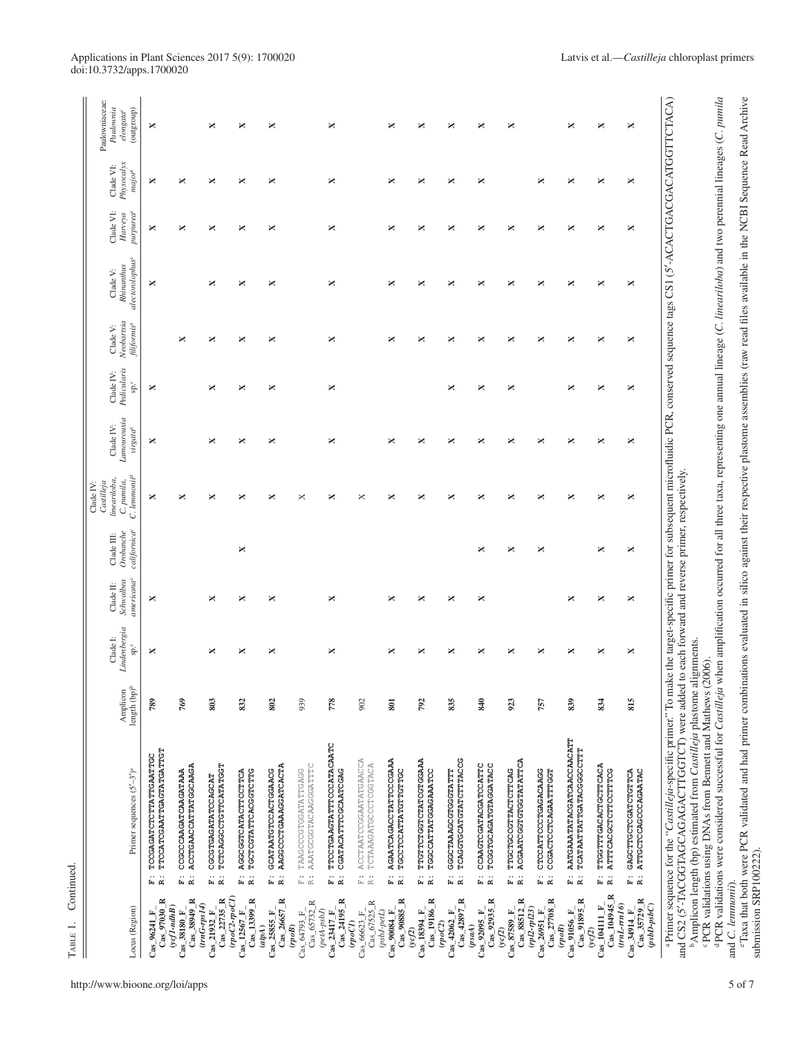Table 1. Continued.

| Locus (Region) | Primer sequences (5′–3′)[a] | Amplicon length (bp)[b] | Clade I: *Lindenbergia* sp.[c] | Clade II: *Schwalbea americana*[c] | Clade III: *Orobanche californica*[c] | Clade IV: *Castilleja linearioloba*, *C. pumila*, *C. lemmonii*[d] | Clade IV: *Lamourouxia virgata*[c] | Clade IV: *Pedicularis* sp.[c] | Clade V: *Neobartsia filiformis*[c] | Clade V: *Rhinanthus alectorolophus*[c] | Clade VI: *Harveya purpurea*[c] | Clade VI: *Physocalyx major*[e] | Paulowniaceae: *Paulownia elongata*[c] (outgroup) |
|---|---|---|---|---|---|---|---|---|---|---|---|---|---|
| Cas_96241_F<br>Cas_97030_R<br>(*ycf1-ndhB*) | F: TCCGAGATCTCTTATTGAATTGC<br>R: TTCCATCGAATTGAGTATGATTGT | 789 | X | X | | X | X | X | | X | X | X | X |
| Cas_38180_F<br>Cas_38949_R<br>(*trnG-rps14*) | F: CCGCCCAAGATCAAGATAAA<br>R: ACCTGAACCATTATGGCAAGA | 769 | | | | X | | | X | | X | X | |
| Cas_21932_F<br>Cas_22735_R<br>(*rpoC2-rpoC1*) | F: CGCGTGAGATATCCAGCAT<br>R: TCTCAGGCCTGTTCATATGGT | 803 | X | X | | X | | X | X | X | X | X | X |
| Cas_12567_F<br>Cas_13399_R<br>(*atpA*) | F: AGGCGGTCATACTTCCTTCA<br>R: TGCTCGTATTCACGGTCTTG | 832 | X | X | X | X | X | X | X | X | X | X | X |
| Cas_25855_F<br>Cas_26657_R<br>(*rpoB*) | F: GCATAATCTCCACTGGAACG<br>R: AAGGCCCTGAAAGGATCACTA | 802 | X | X | | X | X | X | X | X | X | X | X |
| Cas_64793_F<br>Cas_65732_R<br>(*petA-psbJ*) | F: TAAGCCCGTGGATATTGAGG<br>R: AAATGCGGTACAAGGGATTTC | 939 | | | | X | | | | | | | |
| Cas_23417_F<br>Cas_24195_R<br>(*rpoC1*) | F: TTCCTGAAGTATTTCCCATACAATC<br>R: CGATACATTTCGCAATCGAG | 778 | X | X | | X | X | X | X | X | X | X | X |
| Cas_66623_F<br>Cas_67525_R<br>(*psbJ-petL*) | F: ACCTAATCCGGAATATGAACCA<br>R: TCTAAAGATGCCCTCGGTACA | 902 | | | | X | | | | | | | |
| Cas_90084_F<br>Cas_90885_R<br>(*ycf2*) | F: AGAATCAGACCTATTCCCGAAA<br>R: TGCCTCCATTATGTTGTTGC | 801 | X | X | | X | X | | X | X | X | X | X |
| Cas_18394_F<br>Cas_19186_R<br>(*rpoC2*) | F: TTGTTCTGGTCTATCGTGGAAA<br>R: TGGCCATTATGGAGAAATCC | 792 | X | X | | X | X | | X | X | X | X | X |
| Cas_42062_F<br>Cas_42897_R<br>(*psaA*) | F: GGGCTAAAGCGTGGGTATTT<br>R: TCAGGTGCATGTATCTTTACCG | 835 | X | X | | X | X | X | X | X | X | X | X |
| Cas_92095_F<br>Cas_92935_R<br>(*ycf2*) | F: CCAAGTCGATACGATCCATTC<br>R: TCGGTGCAGATGTAGGATACC | 840 | X | X | X | X | X | X | X | X | X | X | X |
| Cas_87589_F<br>Cas_88512_R<br>(*rpl2-rpl23*) | F: TTGCTGCCGTTACTCTTCAG<br>R: ACGAATCGGTGTGGTATATTCA | 923 | X | | X | X | X | X | X | X | X | | X |
| Cas_26951_F<br>Cas_27708_R<br>(*rpoB*) | F: CTCCATTCCCTGAGACAAGG<br>R: CCGACTCCTCAGAATTTGGT | 757 | X | | X | X | X | | X | X | X | X | |
| Cas_91056_F<br>Cas_91895_R<br>(*ycf2*) | F: AATGAAATATACGATCAACCAACATT<br>R: TCATAATTATTGATACGGGCCTTT | 839 | X | X | | X | X | X | X | X | X | X | X |
| Cas_104111_F<br>Cas_104945_R<br>(*trnL-rrn16*) | F: TTGGTTTGACACTGCTTCACA<br>R: ATTTCACGCTCTTCCTTTCG | 834 | X | X | X | X | X | X | X | X | X | X | X |
| Cas_34914_F<br>Cas_35729_R<br>(*psbD-psbC*) | F: GAGCTTGCTCGATCTGTTCA<br>R: ATTGCTCCAGCCCAGAATAC | 815 | X | X | X | X | X | X | X | X | X | X | X |

[a] Primer sequence for the "*Castilleja*-specific primer." To make the target-specific primer for subsequent microfluidic PCR, conserved sequence tags CS1 (5′-ACACTGACGACATGGTTCTACA) and CS2 (5′-TACGGTAGCAGAGACTTGGTCT) were added to each forward and reverse primer, respectively.

[b] Amplicon length (bp) estimated from *Castilleja* plastome alignments.

[c] PCR validations using DNAs from Bennett and Mathews (2006).

[d] PCR validations were considered successful for *Castilleja* when amplification occurred for all three taxa, representing one annual lineage (*C. linearioloba*) and two perennial lineages (*C. pumila* and *C. lemmonii*).

[e] Taxa that both were PCR validated and had primer combinations evaluated in silico against their respective plastome assemblies (raw read files available in the NCBI Sequence Read Archive submission SRP100222).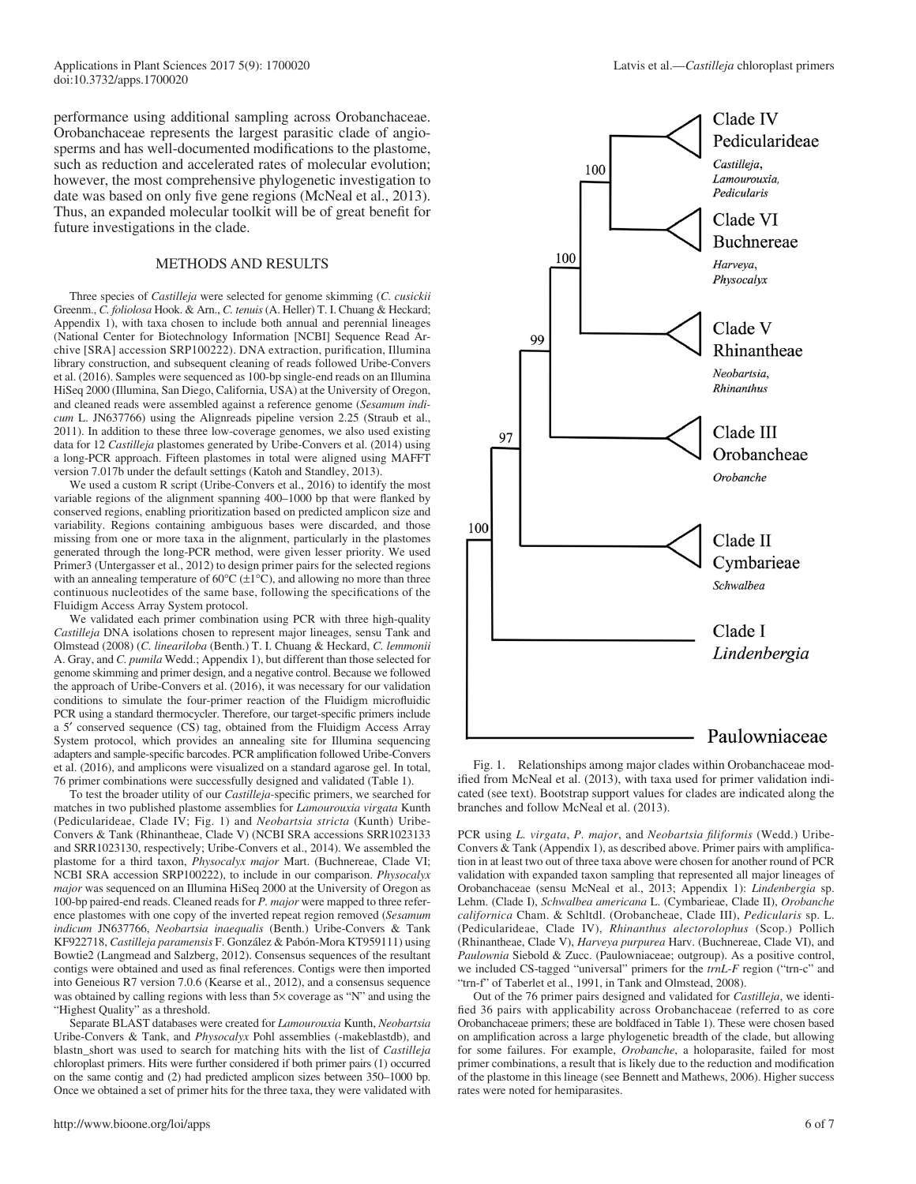performance using additional sampling across Orobanchaceae. Orobanchaceae represents the largest parasitic clade of angiosperms and has well-documented modifications to the plastome, such as reduction and accelerated rates of molecular evolution; however, the most comprehensive phylogenetic investigation to date was based on only five gene regions (McNeal et al., 2013). Thus, an expanded molecular toolkit will be of great benefit for future investigations in the clade.

## METHODS AND RESULTS

Three species of *Castilleja* were selected for genome skimming (*C. cusickii* Greenm., *C. foliolosa* Hook. & Arn., *C. tenuis* (A. Heller) T. I. Chuang & Heckard; Appendix 1), with taxa chosen to include both annual and perennial lineages (National Center for Biotechnology Information [NCBI] Sequence Read Archive [SRA] accession SRP100222). DNA extraction, purification, Illumina library construction, and subsequent cleaning of reads followed Uribe-Convers et al. (2016). Samples were sequenced as 100-bp single-end reads on an Illumina HiSeq 2000 (Illumina, San Diego, California, USA) at the University of Oregon, and cleaned reads were assembled against a reference genome (*Sesamum indicum* L. JN637766) using the Alignreads pipeline version 2.25 (Straub et al., 2011). In addition to these three low-coverage genomes, we also used existing data for 12 *Castilleja* plastomes generated by Uribe-Convers et al. (2014) using a long-PCR approach. Fifteen plastomes in total were aligned using MAFFT version 7.017b under the default settings (Katoh and Standley, 2013).

We used a custom R script (Uribe-Convers et al., 2016) to identify the most variable regions of the alignment spanning 400–1000 bp that were flanked by conserved regions, enabling prioritization based on predicted amplicon size and variability. Regions containing ambiguous bases were discarded, and those missing from one or more taxa in the alignment, particularly in the plastomes generated through the long-PCR method, were given lesser priority. We used Primer3 (Untergasser et al., 2012) to design primer pairs for the selected regions with an annealing temperature of 60°C (±1°C), and allowing no more than three continuous nucleotides of the same base, following the specifications of the Fluidigm Access Array System protocol.

We validated each primer combination using PCR with three high-quality *Castilleja* DNA isolations chosen to represent major lineages, sensu Tank and Olmstead (2008) (*C. lineariloba* (Benth.) T. I. Chuang & Heckard, *C. lemmonii* A. Gray, and *C. pumila* Wedd.; Appendix 1), but different than those selected for genome skimming and primer design, and a negative control. Because we followed the approach of Uribe-Convers et al. (2016), it was necessary for our validation conditions to simulate the four-primer reaction of the Fluidigm microfluidic PCR using a standard thermocycler. Therefore, our target-specific primers include a 5′ conserved sequence (CS) tag, obtained from the Fluidigm Access Array System protocol, which provides an annealing site for Illumina sequencing adapters and sample-specific barcodes. PCR amplification followed Uribe-Convers et al. (2016), and amplicons were visualized on a standard agarose gel. In total, 76 primer combinations were successfully designed and validated (Table 1).

To test the broader utility of our *Castilleja*-specific primers, we searched for matches in two published plastome assemblies for *Lamourouxia virgata* Kunth (Pedicularideae, Clade IV; Fig. 1) and *Neobartsia stricta* (Kunth) Uribe-Convers & Tank (Rhinantheae, Clade V) (NCBI SRA accessions SRR1023133 and SRR1023130, respectively; Uribe-Convers et al., 2014). We assembled the plastome for a third taxon, *Physocalyx major* Mart. (Buchnereae, Clade VI; NCBI SRA accession SRP100222), to include in our comparison. *Physocalyx major* was sequenced on an Illumina HiSeq 2000 at the University of Oregon as 100-bp paired-end reads. Cleaned reads for *P. major* were mapped to three reference plastomes with one copy of the inverted repeat region removed (*Sesamum indicum* JN637766, *Neobartsia inaequalis* (Benth.) Uribe-Convers & Tank KF922718, *Castilleja paramensis* F. González & Pabón-Mora KT959111) using Bowtie2 (Langmead and Salzberg, 2012). Consensus sequences of the resultant contigs were obtained and used as final references. Contigs were then imported into Geneious R7 version 7.0.6 (Kearse et al., 2012), and a consensus sequence was obtained by calling regions with less than 5× coverage as "N" and using the "Highest Quality" as a threshold.

Separate BLAST databases were created for *Lamourouxia* Kunth, *Neobartsia* Uribe-Convers & Tank, and *Physocalyx* Pohl assemblies (-makeblastdb), and blastn_short was used to search for matching hits with the list of *Castilleja* chloroplast primers. Hits were further considered if both primer pairs (1) occurred on the same contig and (2) had predicted amplicon sizes between 350–1000 bp. Once we obtained a set of primer hits for the three taxa, they were validated with PCR using *L. virgata*, *P. major*, and *Neobartsia filiformis* (Wedd.) Uribe-Convers & Tank (Appendix 1), as described above. Primer pairs with amplification in at least two out of three taxa above were chosen for another round of PCR validation with expanded taxon sampling that represented all major lineages of Orobanchaceae (sensu McNeal et al., 2013; Appendix 1): *Lindenbergia* sp. Lehm. (Clade I), *Schwalbea americana* L. (Cymbarieae, Clade II), *Orobanche californica* Cham. & Schltdl. (Orobancheae, Clade III), *Pedicularis* sp. L. (Pedicularideae, Clade IV), *Rhinanthus alectorolophus* (Scop.) Pollich (Rhinantheae, Clade V), *Harveya purpurea* Harv. (Buchnereae, Clade VI), and *Paulownia* Siebold & Zucc. (Paulowniaceae; outgroup). As a positive control, we included CS-tagged "universal" primers for the *trnL-F* region ("trn-c" and "trn-f" of Taberlet et al., 1991, in Tank and Olmstead, 2008).

Out of the 76 primer pairs designed and validated for *Castilleja*, we identified 36 pairs with applicability across Orobanchaceae (referred to as core Orobanchaceae primers; these are boldfaced in Table 1). These were chosen based on amplification across a large phylogenetic breadth of the clade, but allowing for some failures. For example, *Orobanche*, a holoparasite, failed for most primer combinations, a result that is likely due to the reduction and modification of the plastome in this lineage (see Bennett and Mathews, 2006). Higher success rates were noted for hemiparasites.

Fig. 1. Relationships among major clades within Orobanchaceae modified from McNeal et al. (2013), with taxa used for primer validation indicated (see text). Bootstrap support values for clades are indicated along the branches and follow McNeal et al. (2013).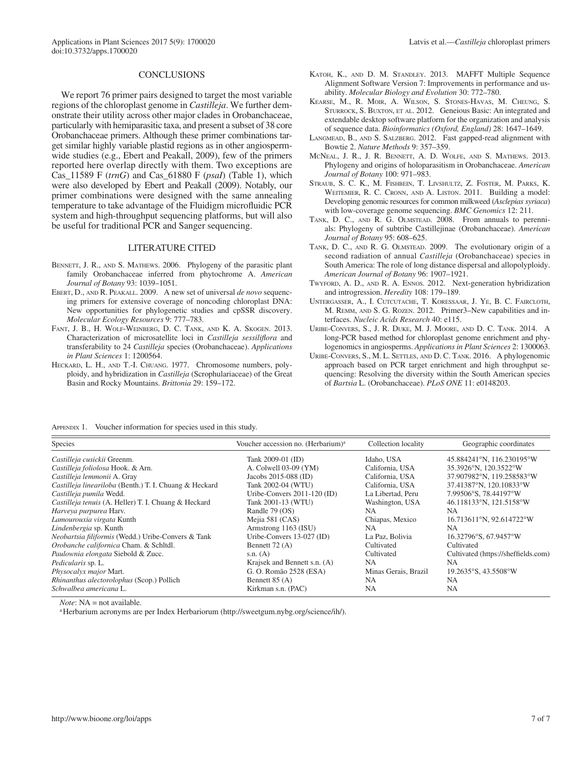## CONCLUSIONS

We report 76 primer pairs designed to target the most variable regions of the chloroplast genome in *Castilleja*. We further demonstrate their utility across other major clades in Orobanchaceae, particularly with hemiparasitic taxa, and present a subset of 38 core Orobanchaceae primers. Although these primer combinations target similar highly variable plastid regions as in other angiosperm-wide studies (e.g., Ebert and Peakall, 2009), few of the primers reported here overlap directly with them. Two exceptions are Cas_11589 F (*trnG*) and Cas_61880 F (*psaI*) (Table 1), which were also developed by Ebert and Peakall (2009). Notably, our primer combinations were designed with the same annealing temperature to take advantage of the Fluidigm microfluidic PCR system and high-throughput sequencing platforms, but will also be useful for traditional PCR and Sanger sequencing.

## LITERATURE CITED

Bennett, J. R., and S. Mathews. 2006. Phylogeny of the parasitic plant family Orobanchaceae inferred from phytochrome A. *American Journal of Botany* 93: 1039–1051.

Ebert, D., and R. Peakall. 2009. A new set of universal *de novo* sequencing primers for extensive coverage of noncoding chloroplast DNA: New opportunities for phylogenetic studies and cpSSR discovery. *Molecular Ecology Resources* 9: 777–783.

Fant, J. B., H. Wolf-Weinberg, D. C. Tank, and K. A. Skogen. 2013. Characterization of microsatellite loci in *Castilleja sessiliflora* and transferability to 24 *Castilleja* species (Orobanchaceae). *Applications in Plant Sciences* 1: 1200564.

Heckard, L. H., and T.-I. Chuang. 1977. Chromosome numbers, polyploidy, and hybridization in *Castilleja* (Scrophulariaceae) of the Great Basin and Rocky Mountains. *Brittonia* 29: 159–172.

Katoh, K., and D. M. Standley. 2013. MAFFT Multiple Sequence Alignment Software Version 7: Improvements in performance and usability. *Molecular Biology and Evolution* 30: 772–780.

Kearse, M., R. Moir, A. Wilson, S. Stones-Havas, M. Cheung, S. Sturrock, S. Buxton, et al. 2012. Geneious Basic: An integrated and extendable desktop software platform for the organization and analysis of sequence data. *Bioinformatics (Oxford, England)* 28: 1647–1649.

Langmead, B., and S. Salzberg. 2012. Fast gapped-read alignment with Bowtie 2. *Nature Methods* 9: 357–359.

McNeal, J. R., J. R. Bennett, A. D. Wolfe, and S. Mathews. 2013. Phylogeny and origins of holoparasitism in Orobanchaceae. *American Journal of Botany* 100: 971–983.

Straub, S. C. K., M. Fishbein, T. Livshultz, Z. Foster, M. Parks, K. Weitemier, R. C. Cronn, and A. Liston. 2011. Building a model: Developing genomic resources for common milkweed (*Asclepias syriaca*) with low-coverage genome sequencing. *BMC Genomics* 12: 211.

Tank, D. C., and R. G. Olmstead. 2008. From annuals to perennials: Phylogeny of subtribe Castillejinae (Orobanchaceae). *American Journal of Botany* 95: 608–625.

Tank, D. C., and R. G. Olmstead. 2009. The evolutionary origin of a second radiation of annual *Castilleja* (Orobanchaceae) species in South America: The role of long distance dispersal and allopolyploidy. *American Journal of Botany* 96: 1907–1921.

Twyford, A. D., and R. A. Ennos. 2012. Next-generation hybridization and introgression. *Heredity* 108: 179–189.

Untergasser, A., I. Cutcutache, T. Koressaar, J. Ye, B. C. Faircloth, M. Remm, and S. G. Rozen. 2012. Primer3–New capabilities and interfaces. *Nucleic Acids Research* 40: e115.

Uribe-Convers, S., J. R. Duke, M. J. Moore, and D. C. Tank. 2014. A long-PCR based method for chloroplast genome enrichment and phylogenomics in angiosperms. *Applications in Plant Sciences* 2: 1300063.

Uribe-Convers, S., M. L. Settles, and D. C. Tank. 2016. A phylogenomic approach based on PCR target enrichment and high throughput sequencing: Resolving the diversity within the South American species of *Bartsia* L. (Orobanchaceae). *PLoS ONE* 11: e0148203.

Appendix 1. Voucher information for species used in this study.

| Species | Voucher accession no. (Herbarium)[a] | Collection locality | Geographic coordinates |
|---|---|---|---|
| *Castilleja cusickii* Greenm. | Tank 2009-01 (ID) | Idaho, USA | 45.884241°N, 116.230195°W |
| *Castilleja foliolosa* Hook. & Arn. | A. Colwell 03-09 (YM) | California, USA | 35.3926°N, 120.3522°W |
| *Castilleja lemmonii* A. Gray | Jacobs 2015-088 (ID) | California, USA | 37.907982°N, 119.258583°W |
| *Castilleja lineariloba* (Benth.) T. I. Chuang & Heckard | Tank 2002-04 (WTU) | California, USA | 37.41387°N, 120.10833°W |
| *Castilleja pumila* Wedd. | Uribe-Convers 2011-120 (ID) | La Libertad, Peru | 7.99506°S, 78.44197°W |
| *Castilleja tenuis* (A. Heller) T. I. Chuang & Heckard | Tank 2001-13 (WTU) | Washington, USA | 46.118133°N, 121.5158°W |
| *Harveya purpurea* Harv. | Randle 79 (OS) | NA | NA |
| *Lamourouxia virgata* Kunth | Mejia 581 (CAS) | Chiapas, Mexico | 16.713611°N, 92.614722°W |
| *Lindenbergia* sp. Kunth | Armstrong 1163 (ISU) | NA | NA |
| *Neobartsia filiformis* (Wedd.) Uribe-Convers & Tank | Uribe-Convers 13-027 (ID) | La Paz, Bolivia | 16.32796°S, 67.9457°W |
| *Orobanche californica* Cham. & Schltdl. | Bennett 72 (A) | Cultivated | Cultivated |
| *Paulownia elongata* Siebold & Zucc. | s.n. (A) | Cultivated | Cultivated (https://sheffields.com) |
| *Pedicularis* sp. L. | Krajsek and Bennett s.n. (A) | NA | NA |
| *Physocalyx major* Mart. | G. O. Romão 2528 (ESA) | Minas Gerais, Brazil | 19.2635°S, 43.5508°W |
| *Rhinanthus alectorolophus* (Scop.) Pollich | Bennett 85 (A) | NA | NA |
| *Schwalbea americana* L. | Kirkman s.n. (PAC) | NA | NA |

*Note*: NA = not available.

[a] Herbarium acronyms are per Index Herbariorum (http://sweetgum.nybg.org/science/ih/).